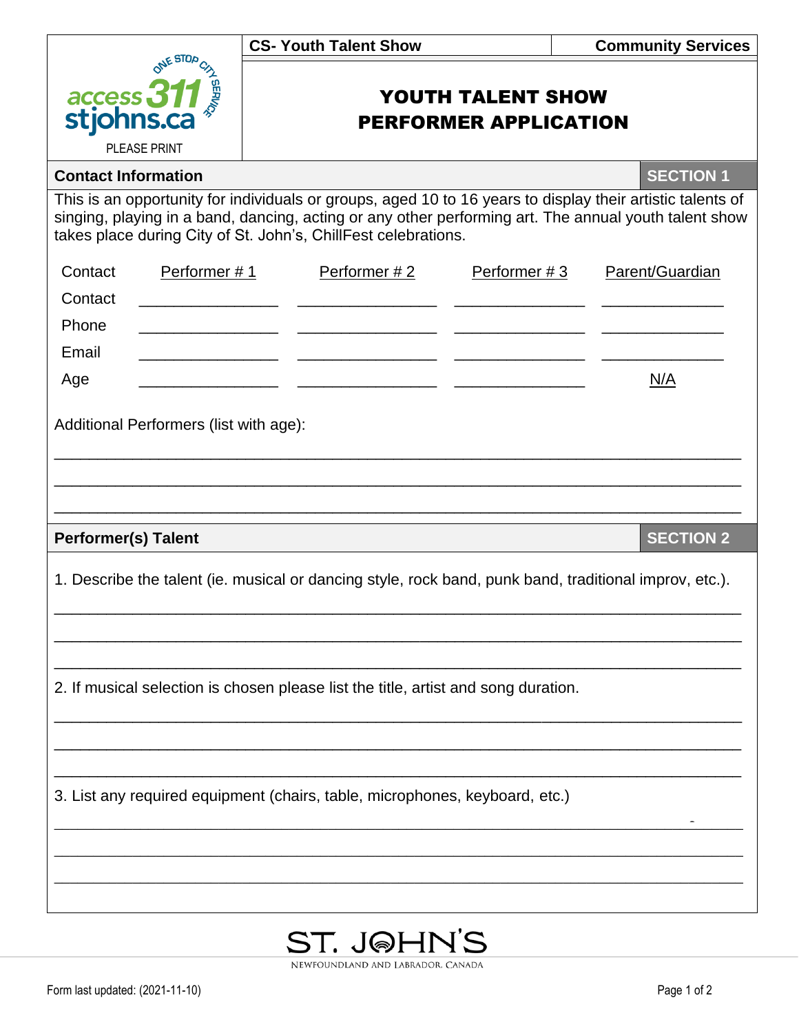| CS- Youth Talent Show | Community Services |
|---|---|

# YOUTH TALENT SHOW PERFORMER APPLICATION

PLEASE PRINT

## Contact Information — SECTION 1

This is an opportunity for individuals or groups, aged 10 to 16 years to display their artistic talents of singing, playing in a band, dancing, acting or any other performing art. The annual youth talent show takes place during City of St. John's, ChillFest celebrations.

| Contact | Performer # 1 | Performer # 2 | Performer # 3 | Parent/Guardian |
|---|---|---|---|---|
| Contact | ________________ | ________________ | ________________ | ________________ |
| Phone | ________________ | ________________ | ________________ | ________________ |
| Email | ________________ | ________________ | ________________ | ________________ |
| Age | ________________ | ________________ | ________________ | N/A |

Additional Performers (list with age):

______________________________________________________________________________

______________________________________________________________________________

______________________________________________________________________________

## Performer(s) Talent — SECTION 2

1. Describe the talent (ie. musical or dancing style, rock band, punk band, traditional improv, etc.).

______________________________________________________________________________

______________________________________________________________________________

______________________________________________________________________________

2. If musical selection is chosen please list the title, artist and song duration.

______________________________________________________________________________

______________________________________________________________________________

______________________________________________________________________________

3. List any required equipment (chairs, table, microphones, keyboard, etc.)

______________________________________________________________________________

______________________________________________________________________________

______________________________________________________________________________

ST. JOHN'S
NEWFOUNDLAND AND LABRADOR, CANADA

Form last updated: (2021-11-10)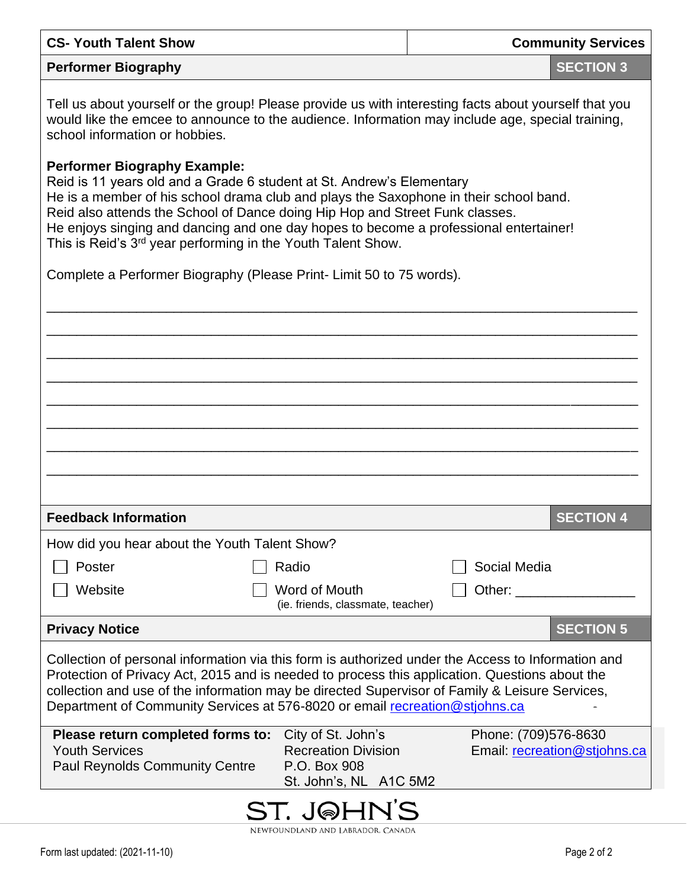| CS- Youth Talent Show | Community Services |
| --- | --- |

## Performer Biography — SECTION 3

Tell us about yourself or the group! Please provide us with interesting facts about yourself that you would like the emcee to announce to the audience. Information may include age, special training, school information or hobbies.

**Performer Biography Example:**
Reid is 11 years old and a Grade 6 student at St. Andrew's Elementary
He is a member of his school drama club and plays the Saxophone in their school band.
Reid also attends the School of Dance doing Hip Hop and Street Funk classes.
He enjoys singing and dancing and one day hopes to become a professional entertainer!
This is Reid's 3rd year performing in the Youth Talent Show.

Complete a Performer Biography (Please Print- Limit 50 to 75 words).

\_\_\_\_\_\_\_\_\_\_\_\_\_\_\_\_\_\_\_\_\_\_\_\_\_\_\_\_\_\_\_\_\_\_\_\_\_\_\_\_\_\_\_\_\_\_\_\_\_\_\_\_\_\_\_\_\_\_\_\_\_\_\_\_\_\_\_\_

\_\_\_\_\_\_\_\_\_\_\_\_\_\_\_\_\_\_\_\_\_\_\_\_\_\_\_\_\_\_\_\_\_\_\_\_\_\_\_\_\_\_\_\_\_\_\_\_\_\_\_\_\_\_\_\_\_\_\_\_\_\_\_\_\_\_\_\_

\_\_\_\_\_\_\_\_\_\_\_\_\_\_\_\_\_\_\_\_\_\_\_\_\_\_\_\_\_\_\_\_\_\_\_\_\_\_\_\_\_\_\_\_\_\_\_\_\_\_\_\_\_\_\_\_\_\_\_\_\_\_\_\_\_\_\_\_

\_\_\_\_\_\_\_\_\_\_\_\_\_\_\_\_\_\_\_\_\_\_\_\_\_\_\_\_\_\_\_\_\_\_\_\_\_\_\_\_\_\_\_\_\_\_\_\_\_\_\_\_\_\_\_\_\_\_\_\_\_\_\_\_\_\_\_\_

\_\_\_\_\_\_\_\_\_\_\_\_\_\_\_\_\_\_\_\_\_\_\_\_\_\_\_\_\_\_\_\_\_\_\_\_\_\_\_\_\_\_\_\_\_\_\_\_\_\_\_\_\_\_\_\_\_\_\_\_\_\_\_\_\_\_\_\_

\_\_\_\_\_\_\_\_\_\_\_\_\_\_\_\_\_\_\_\_\_\_\_\_\_\_\_\_\_\_\_\_\_\_\_\_\_\_\_\_\_\_\_\_\_\_\_\_\_\_\_\_\_\_\_\_\_\_\_\_\_\_\_\_\_\_\_\_

\_\_\_\_\_\_\_\_\_\_\_\_\_\_\_\_\_\_\_\_\_\_\_\_\_\_\_\_\_\_\_\_\_\_\_\_\_\_\_\_\_\_\_\_\_\_\_\_\_\_\_\_\_\_\_\_\_\_\_\_\_\_\_\_\_\_\_\_

\_\_\_\_\_\_\_\_\_\_\_\_\_\_\_\_\_\_\_\_\_\_\_\_\_\_\_\_\_\_\_\_\_\_\_\_\_\_\_\_\_\_\_\_\_\_\_\_\_\_\_\_\_\_\_\_\_\_\_\_\_\_\_\_\_\_\_\_

## Feedback Information — SECTION 4

How did you hear about the Youth Talent Show?

- ☐ Poster
- ☐ Radio
- ☐ Social Media
- ☐ Website
- ☐ Word of Mouth (ie. friends, classmate, teacher)
- ☐ Other: \_\_\_\_\_\_\_\_\_\_\_\_\_\_\_\_

## Privacy Notice — SECTION 5

Collection of personal information via this form is authorized under the Access to Information and Protection of Privacy Act, 2015 and is needed to process this application. Questions about the collection and use of the information may be directed Supervisor of Family & Leisure Services, Department of Community Services at 576-8020 or email recreation@stjohns.ca

| **Please return completed forms to:** | City of St. John's | Phone: (709)576-8630 |
| --- | --- | --- |
| Youth Services | Recreation Division | Email: recreation@stjohns.ca |
| Paul Reynolds Community Centre | P.O. Box 908 | |
| | St. John's, NL A1C 5M2 | |

ST. JOHN'S
NEWFOUNDLAND AND LABRADOR, CANADA

Form last updated: (2021-11-10)